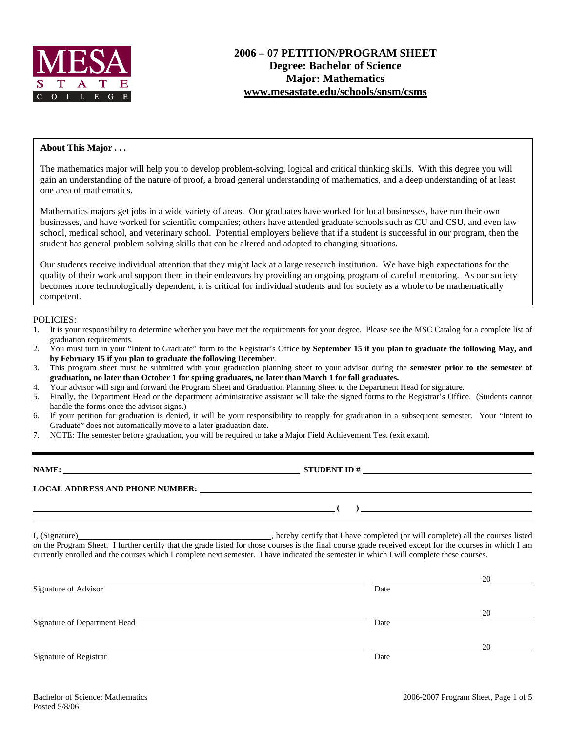MESA STATE COLLEGE

# 2006 – 07 PETITION/PROGRAM SHEET
## Degree: Bachelor of Science
## Major: Mathematics
## www.mesastate.edu/schools/snsm/csms

**About This Major . . .**

The mathematics major will help you to develop problem-solving, logical and critical thinking skills. With this degree you will gain an understanding of the nature of proof, a broad general understanding of mathematics, and a deep understanding of at least one area of mathematics.

Mathematics majors get jobs in a wide variety of areas. Our graduates have worked for local businesses, have run their own businesses, and have worked for scientific companies; others have attended graduate schools such as CU and CSU, and even law school, medical school, and veterinary school. Potential employers believe that if a student is successful in our program, then the student has general problem solving skills that can be altered and adapted to changing situations.

Our students receive individual attention that they might lack at a large research institution. We have high expectations for the quality of their work and support them in their endeavors by providing an ongoing program of careful mentoring. As our society becomes more technologically dependent, it is critical for individual students and for society as a whole to be mathematically competent.

POLICIES:

1. It is your responsibility to determine whether you have met the requirements for your degree. Please see the MSC Catalog for a complete list of graduation requirements.
2. You must turn in your "Intent to Graduate" form to the Registrar's Office **by September 15 if you plan to graduate the following May, and by February 15 if you plan to graduate the following December**.
3. This program sheet must be submitted with your graduation planning sheet to your advisor during the **semester prior to the semester of graduation, no later than October 1 for spring graduates, no later than March 1 for fall graduates.**
4. Your advisor will sign and forward the Program Sheet and Graduation Planning Sheet to the Department Head for signature.
5. Finally, the Department Head or the department administrative assistant will take the signed forms to the Registrar's Office. (Students cannot handle the forms once the advisor signs.)
6. If your petition for graduation is denied, it will be your responsibility to reapply for graduation in a subsequent semester. Your "Intent to Graduate" does not automatically move to a later graduation date.
7. NOTE: The semester before graduation, you will be required to take a Major Field Achievement Test (exit exam).

**NAME:** ______________________________ **STUDENT ID #** ______________________________

**LOCAL ADDRESS AND PHONE NUMBER:** ______________________________

______________________________ **(    )** ______________________________

I, (Signature)______________________________, hereby certify that I have completed (or will complete) all the courses listed on the Program Sheet. I further certify that the grade listed for those courses is the final course grade received except for the courses in which I am currently enrolled and the courses which I complete next semester. I have indicated the semester in which I will complete these courses.

______________________________ ______________ 20______
Signature of Advisor Date

______________________________ ______________ 20______
Signature of Department Head Date

______________________________ ______________ 20______
Signature of Registrar Date

Bachelor of Science: Mathematics
Posted 5/8/06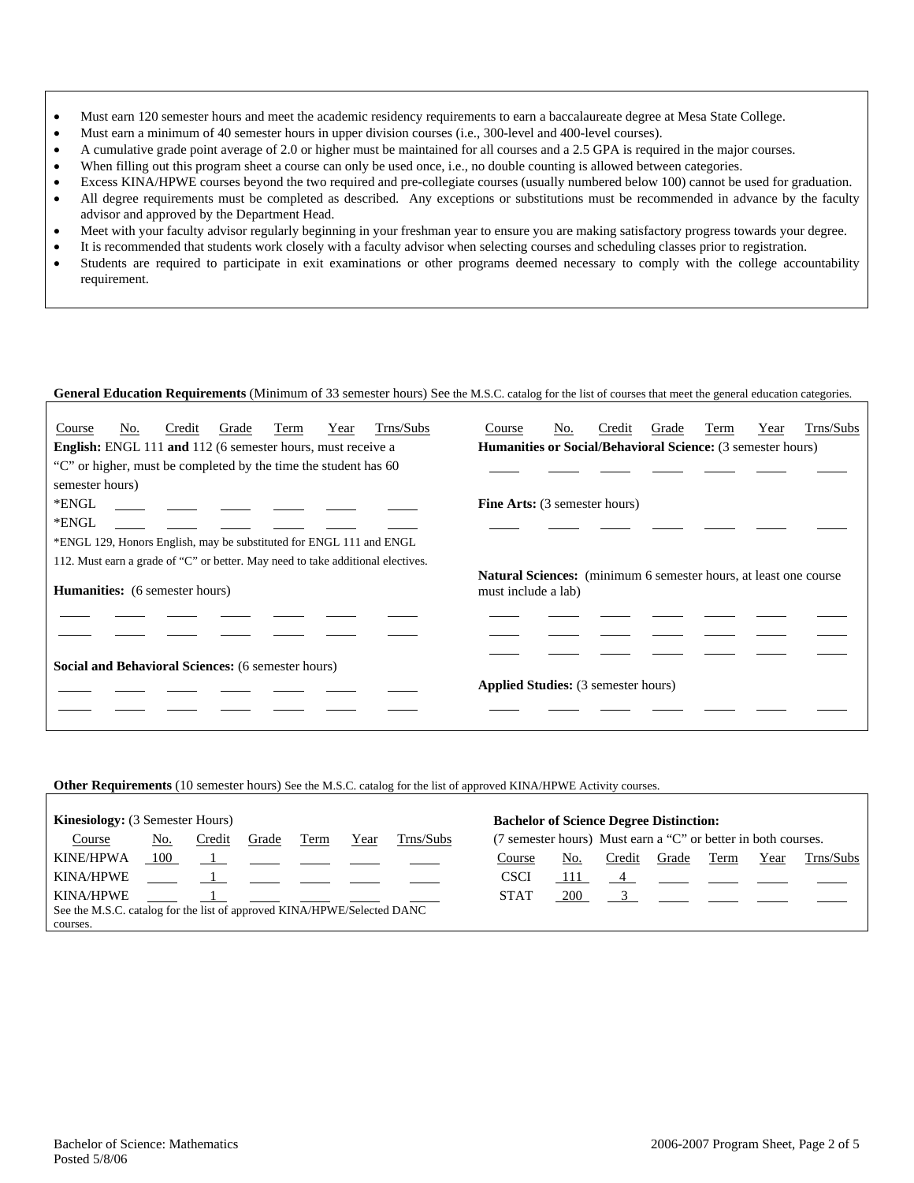- Must earn 120 semester hours and meet the academic residency requirements to earn a baccalaureate degree at Mesa State College.
- Must earn a minimum of 40 semester hours in upper division courses (i.e., 300-level and 400-level courses).
- A cumulative grade point average of 2.0 or higher must be maintained for all courses and a 2.5 GPA is required in the major courses.
- When filling out this program sheet a course can only be used once, i.e., no double counting is allowed between categories.
- Excess KINA/HPWE courses beyond the two required and pre-collegiate courses (usually numbered below 100) cannot be used for graduation.
- All degree requirements must be completed as described. Any exceptions or substitutions must be recommended in advance by the faculty advisor and approved by the Department Head.
- Meet with your faculty advisor regularly beginning in your freshman year to ensure you are making satisfactory progress towards your degree.
- It is recommended that students work closely with a faculty advisor when selecting courses and scheduling classes prior to registration.
- Students are required to participate in exit examinations or other programs deemed necessary to comply with the college accountability requirement.

**General Education Requirements** (Minimum of 33 semester hours) See the M.S.C. catalog for the list of courses that meet the general education categories.

**English:** ENGL 111 **and** 112 (6 semester hours, must receive a "C" or higher, must be completed by the time the student has 60 semester hours)

| Course | No. | Credit | Grade | Term | Year | Trns/Subs |
|---|---|---|---|---|---|---|
| *ENGL | | | | | | |
| *ENGL | | | | | | |

*ENGL 129, Honors English, may be substituted for ENGL 111 and ENGL 112. Must earn a grade of "C" or better. May need to take additional electives.

**Humanities:** (6 semester hours)

| Course | No. | Credit | Grade | Term | Year | Trns/Subs |
|---|---|---|---|---|---|---|
| | | | | | | |
| | | | | | | |

**Social and Behavioral Sciences:** (6 semester hours)

| Course | No. | Credit | Grade | Term | Year | Trns/Subs |
|---|---|---|---|---|---|---|
| | | | | | | |
| | | | | | | |

**Humanities or Social/Behavioral Science:** (3 semester hours)

| Course | No. | Credit | Grade | Term | Year | Trns/Subs |
|---|---|---|---|---|---|---|
| | | | | | | |

**Fine Arts:** (3 semester hours)

| Course | No. | Credit | Grade | Term | Year | Trns/Subs |
|---|---|---|---|---|---|---|
| | | | | | | |

**Natural Sciences:** (minimum 6 semester hours, at least one course must include a lab)

| Course | No. | Credit | Grade | Term | Year | Trns/Subs |
|---|---|---|---|---|---|---|
| | | | | | | |
| | | | | | | |
| | | | | | | |

**Applied Studies:** (3 semester hours)

| Course | No. | Credit | Grade | Term | Year | Trns/Subs |
|---|---|---|---|---|---|---|
| | | | | | | |

**Other Requirements** (10 semester hours) See the M.S.C. catalog for the list of approved KINA/HPWE Activity courses.

**Kinesiology:** (3 Semester Hours)

| Course | No. | Credit | Grade | Term | Year | Trns/Subs |
|---|---|---|---|---|---|---|
| KINE/HPWA | 100 | 1 | | | | |
| KINA/HPWE | | 1 | | | | |
| KINA/HPWE | | 1 | | | | |

See the M.S.C. catalog for the list of approved KINA/HPWE/Selected DANC courses.

**Bachelor of Science Degree Distinction:** (7 semester hours) Must earn a "C" or better in both courses.

| Course | No. | Credit | Grade | Term | Year | Trns/Subs |
|---|---|---|---|---|---|---|
| CSCI | 111 | 4 | | | | |
| STAT | 200 | 3 | | | | |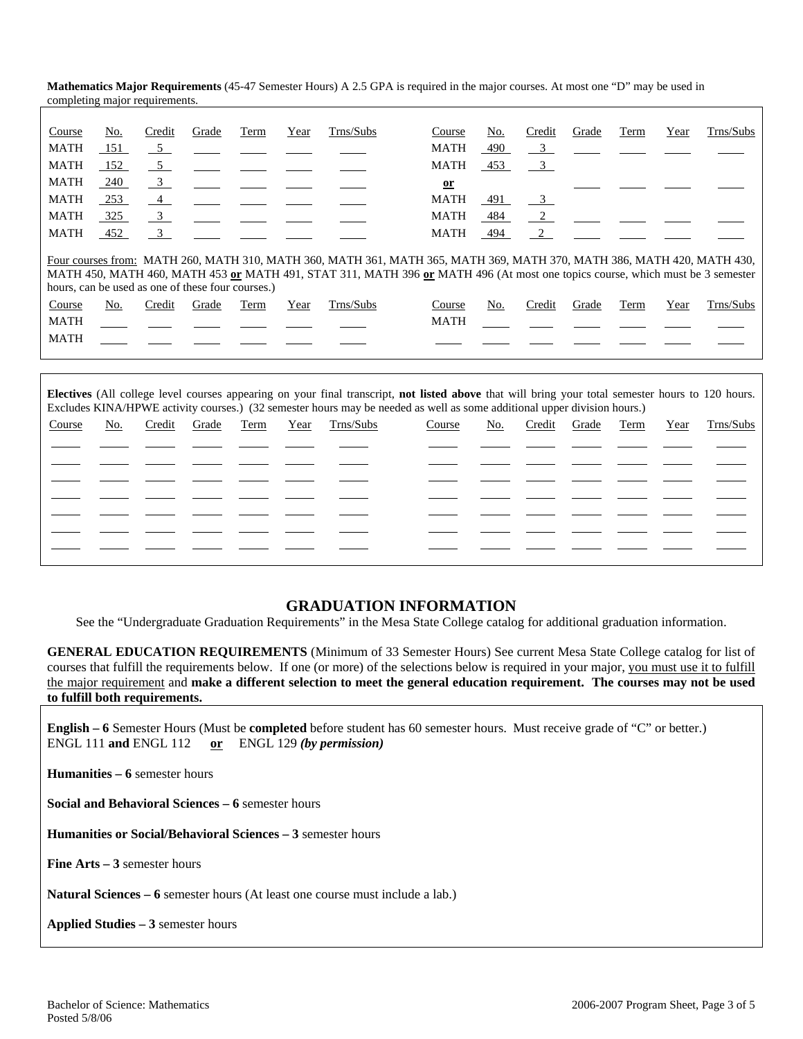**Mathematics Major Requirements** (45-47 Semester Hours) A 2.5 GPA is required in the major courses. At most one "D" may be used in completing major requirements.

| Course | No. | Credit | Grade | Term | Year | Trns/Subs | Course | No. | Credit | Grade | Term | Year | Trns/Subs |
|---|---|---|---|---|---|---|---|---|---|---|---|---|---|
| MATH | 151 | 5 | | | | | MATH | 490 | 3 | | | | |
| MATH | 152 | 5 | | | | | MATH | 453 | 3 | | | | |
| MATH | 240 | 3 | | | | | **or** | | | | | | |
| MATH | 253 | 4 | | | | | MATH | 491 | 3 | | | | |
| MATH | 325 | 3 | | | | | MATH | 484 | 2 | | | | |
| MATH | 452 | 3 | | | | | MATH | 494 | 2 | | | | |

Four courses from: MATH 260, MATH 310, MATH 360, MATH 361, MATH 365, MATH 369, MATH 370, MATH 386, MATH 420, MATH 430, MATH 450, MATH 460, MATH 453 **or** MATH 491, STAT 311, MATH 396 **or** MATH 496 (At most one topics course, which must be 3 semester hours, can be used as one of these four courses.)

| Course | No. | Credit | Grade | Term | Year | Trns/Subs | Course | No. | Credit | Grade | Term | Year | Trns/Subs |
|---|---|---|---|---|---|---|---|---|---|---|---|---|---|
| MATH | | | | | | | MATH | | | | | | |
| MATH | | | | | | | | | | | | | |

**Electives** (All college level courses appearing on your final transcript, **not listed above** that will bring your total semester hours to 120 hours. Excludes KINA/HPWE activity courses.) (32 semester hours may be needed as well as some additional upper division hours.)

| Course | No. | Credit | Grade | Term | Year | Trns/Subs | Course | No. | Credit | Grade | Term | Year | Trns/Subs |
|---|---|---|---|---|---|---|---|---|---|---|---|---|---|
| | | | | | | | | | | | | | |
| | | | | | | | | | | | | | |
| | | | | | | | | | | | | | |
| | | | | | | | | | | | | | |
| | | | | | | | | | | | | | |
| | | | | | | | | | | | | | |
| | | | | | | | | | | | | | |

## GRADUATION INFORMATION

See the "Undergraduate Graduation Requirements" in the Mesa State College catalog for additional graduation information.

**GENERAL EDUCATION REQUIREMENTS** (Minimum of 33 Semester Hours) See current Mesa State College catalog for list of courses that fulfill the requirements below. If one (or more) of the selections below is required in your major, you must use it to fulfill the major requirement and **make a different selection to meet the general education requirement. The courses may not be used to fulfill both requirements.**

**English – 6** Semester Hours (Must be **completed** before student has 60 semester hours. Must receive grade of "C" or better.)
ENGL 111 **and** ENGL 112 **or** ENGL 129 ***(by permission)***

**Humanities – 6** semester hours

**Social and Behavioral Sciences – 6** semester hours

**Humanities or Social/Behavioral Sciences – 3** semester hours

**Fine Arts – 3** semester hours

**Natural Sciences – 6** semester hours (At least one course must include a lab.)

**Applied Studies – 3** semester hours

Bachelor of Science: Mathematics
Posted 5/8/06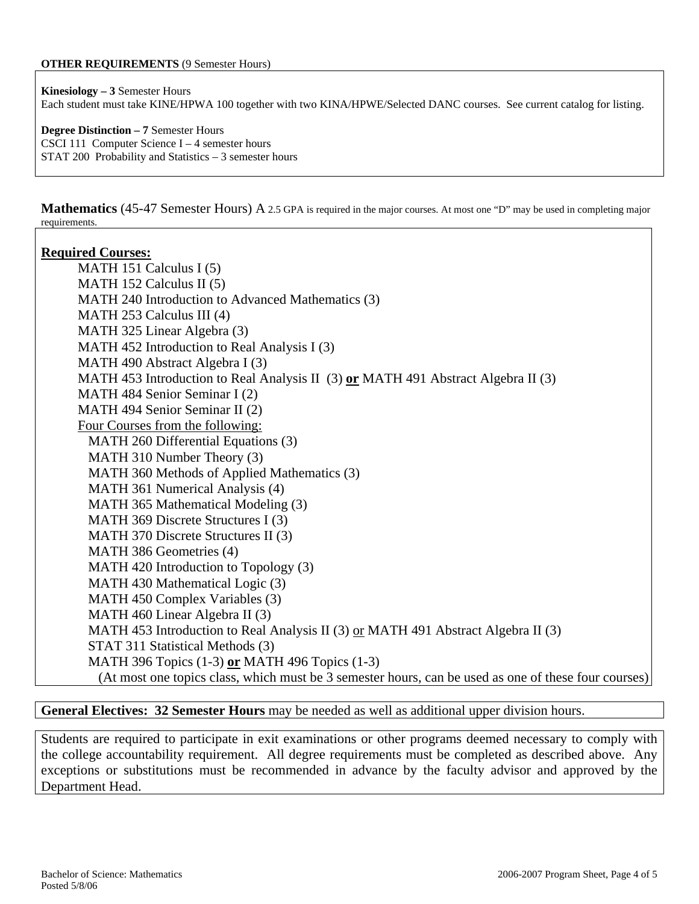**OTHER REQUIREMENTS** (9 Semester Hours)

**Kinesiology – 3** Semester Hours
Each student must take KINE/HPWA 100 together with two KINA/HPWE/Selected DANC courses. See current catalog for listing.

**Degree Distinction – 7** Semester Hours
CSCI 111 Computer Science I – 4 semester hours
STAT 200 Probability and Statistics – 3 semester hours

**Mathematics** (45-47 Semester Hours) A 2.5 GPA is required in the major courses. At most one "D" may be used in completing major requirements.

**Required Courses:**

- MATH 151 Calculus I (5)
- MATH 152 Calculus II (5)
- MATH 240 Introduction to Advanced Mathematics (3)
- MATH 253 Calculus III (4)
- MATH 325 Linear Algebra (3)
- MATH 452 Introduction to Real Analysis I (3)
- MATH 490 Abstract Algebra I (3)
- MATH 453 Introduction to Real Analysis II (3) **or** MATH 491 Abstract Algebra II (3)
- MATH 484 Senior Seminar I (2)
- MATH 494 Senior Seminar II (2)
- Four Courses from the following:
  - MATH 260 Differential Equations (3)
  - MATH 310 Number Theory (3)
  - MATH 360 Methods of Applied Mathematics (3)
  - MATH 361 Numerical Analysis (4)
  - MATH 365 Mathematical Modeling (3)
  - MATH 369 Discrete Structures I (3)
  - MATH 370 Discrete Structures II (3)
  - MATH 386 Geometries (4)
  - MATH 420 Introduction to Topology (3)
  - MATH 430 Mathematical Logic (3)
  - MATH 450 Complex Variables (3)
  - MATH 460 Linear Algebra II (3)
  - MATH 453 Introduction to Real Analysis II (3) or MATH 491 Abstract Algebra II (3)
  - STAT 311 Statistical Methods (3)
  - MATH 396 Topics (1-3) **or** MATH 496 Topics (1-3)
    (At most one topics class, which must be 3 semester hours, can be used as one of these four courses)

**General Electives: 32 Semester Hours** may be needed as well as additional upper division hours.

Students are required to participate in exit examinations or other programs deemed necessary to comply with the college accountability requirement. All degree requirements must be completed as described above. Any exceptions or substitutions must be recommended in advance by the faculty advisor and approved by the Department Head.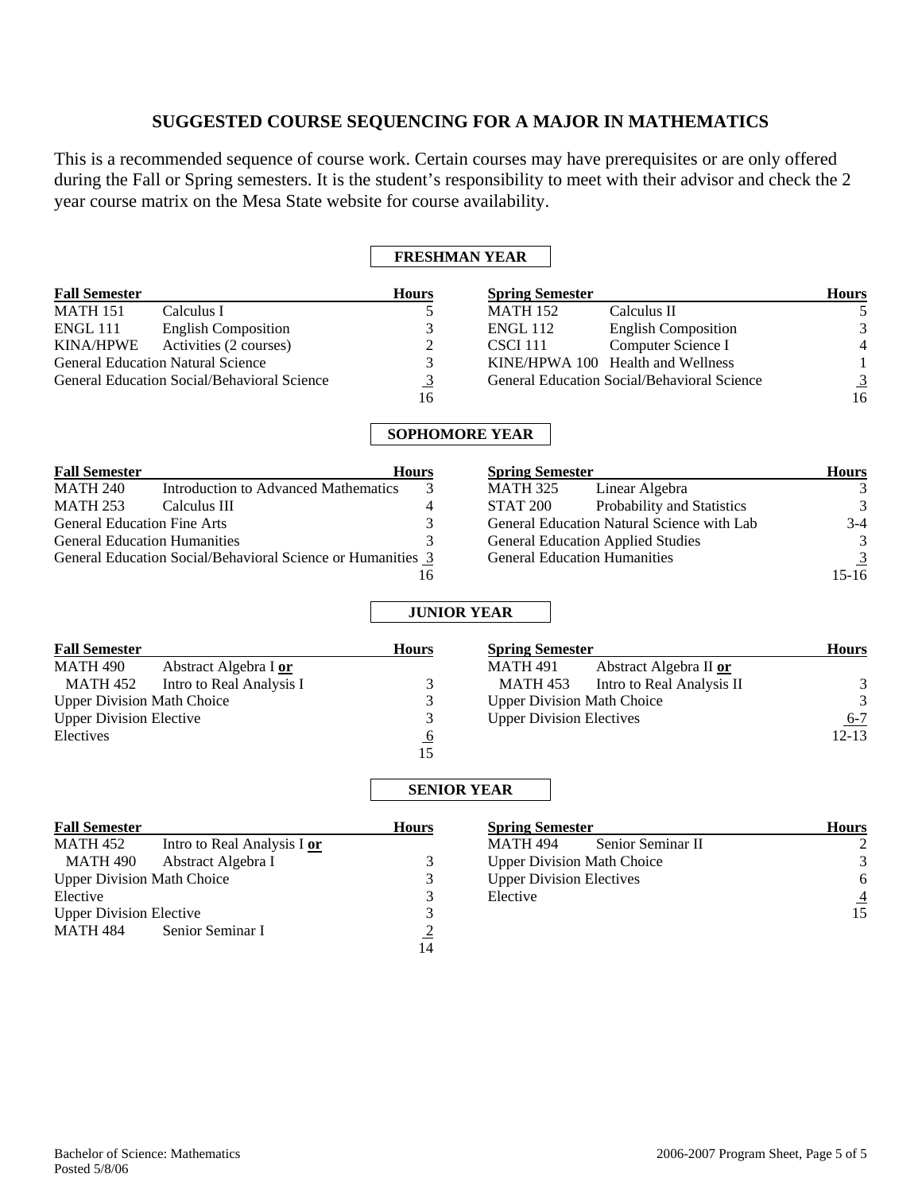# SUGGESTED COURSE SEQUENCING FOR A MAJOR IN MATHEMATICS

This is a recommended sequence of course work. Certain courses may have prerequisites or are only offered during the Fall or Spring semesters. It is the student's responsibility to meet with their advisor and check the 2 year course matrix on the Mesa State website for course availability.

## FRESHMAN YEAR

| Fall Semester | | Hours |
|---|---|---|
| MATH 151 | Calculus I | 5 |
| ENGL 111 | English Composition | 3 |
| KINA/HPWE | Activities (2 courses) | 2 |
| General Education Natural Science | | 3 |
| General Education Social/Behavioral Science | | 3 |
| | | 16 |

| Spring Semester | | Hours |
|---|---|---|
| MATH 152 | Calculus II | 5 |
| ENGL 112 | English Composition | 3 |
| CSCI 111 | Computer Science I | 4 |
| KINE/HPWA 100 | Health and Wellness | 1 |
| General Education Social/Behavioral Science | | 3 |
| | | 16 |

## SOPHOMORE YEAR

| Fall Semester | | Hours |
|---|---|---|
| MATH 240 | Introduction to Advanced Mathematics | 3 |
| MATH 253 | Calculus III | 4 |
| General Education Fine Arts | | 3 |
| General Education Humanities | | 3 |
| General Education Social/Behavioral Science or Humanities | | 3 |
| | | 16 |

| Spring Semester | | Hours |
|---|---|---|
| MATH 325 | Linear Algebra | 3 |
| STAT 200 | Probability and Statistics | 3 |
| General Education Natural Science with Lab | | 3-4 |
| General Education Applied Studies | | 3 |
| General Education Humanities | | 3 |
| | | 15-16 |

## JUNIOR YEAR

| Fall Semester | | Hours |
|---|---|---|
| MATH 490 | Abstract Algebra I **or** | |
| MATH 452 | Intro to Real Analysis I | 3 |
| Upper Division Math Choice | | 3 |
| Upper Division Elective | | 3 |
| Electives | | 6 |
| | | 15 |

| Spring Semester | | Hours |
|---|---|---|
| MATH 491 | Abstract Algebra II **or** | |
| MATH 453 | Intro to Real Analysis II | 3 |
| Upper Division Math Choice | | 3 |
| Upper Division Electives | | 6-7 |
| | | 12-13 |

## SENIOR YEAR

| Fall Semester | | Hours |
|---|---|---|
| MATH 452 | Intro to Real Analysis I **or** | |
| MATH 490 | Abstract Algebra I | 3 |
| Upper Division Math Choice | | 3 |
| Elective | | 3 |
| Upper Division Elective | | 3 |
| MATH 484 | Senior Seminar I | 2 |
| | | 14 |

| Spring Semester | | Hours |
|---|---|---|
| MATH 494 | Senior Seminar II | 2 |
| Upper Division Math Choice | | 3 |
| Upper Division Electives | | 6 |
| Elective | | 4 |
| | | 15 |

Bachelor of Science: Mathematics
Posted 5/8/06